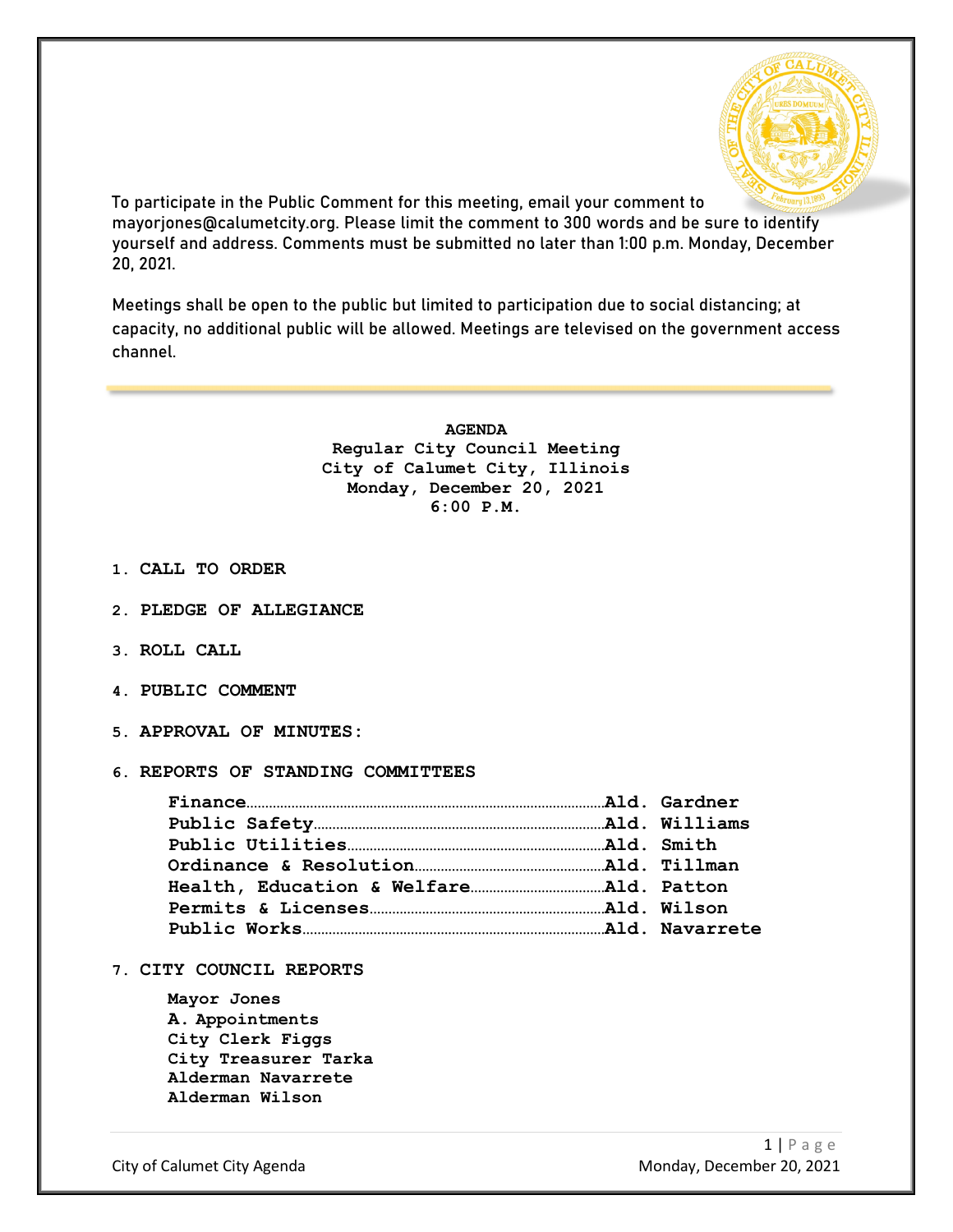To participate in the Public Comment for this meeting, email your comment to mayorjones@calumetcity.org. Please limit the comment to 300 words and be sure to identify yourself and address. Comments must be submitted no later than 1:00 p.m. Monday, December 20, 2021.

Meetings shall be open to the public but limited to participation due to social distancing; at capacity, no additional public will be allowed. Meetings are televised on the government access channel.

**AGENDA**
**Regular City Council Meeting**
**City of Calumet City, Illinois**
**Monday, December 20, 2021**
**6:00 P.M.**

1. **CALL TO ORDER**

2. **PLEDGE OF ALLEGIANCE**

3. **ROLL CALL**

4. **PUBLIC COMMENT**

5. **APPROVAL OF MINUTES:**

6. **REPORTS OF STANDING COMMITTEES**

   **Finance**……………………………………………**Ald. Gardner**
   **Public Safety**………………………………………**Ald. Williams**
   **Public Utilities**……………………………………**Ald. Smith**
   **Ordinance & Resolution**…………………………**Ald. Tillman**
   **Health, Education & Welfare**……………………**Ald. Patton**
   **Permits & Licenses**………………………………**Ald. Wilson**
   **Public Works**………………………………………**Ald. Navarrete**

7. **CITY COUNCIL REPORTS**

   **Mayor Jones**
   **A. Appointments**
   **City Clerk Figgs**
   **City Treasurer Tarka**
   **Alderman Navarrete**
   **Alderman Wilson**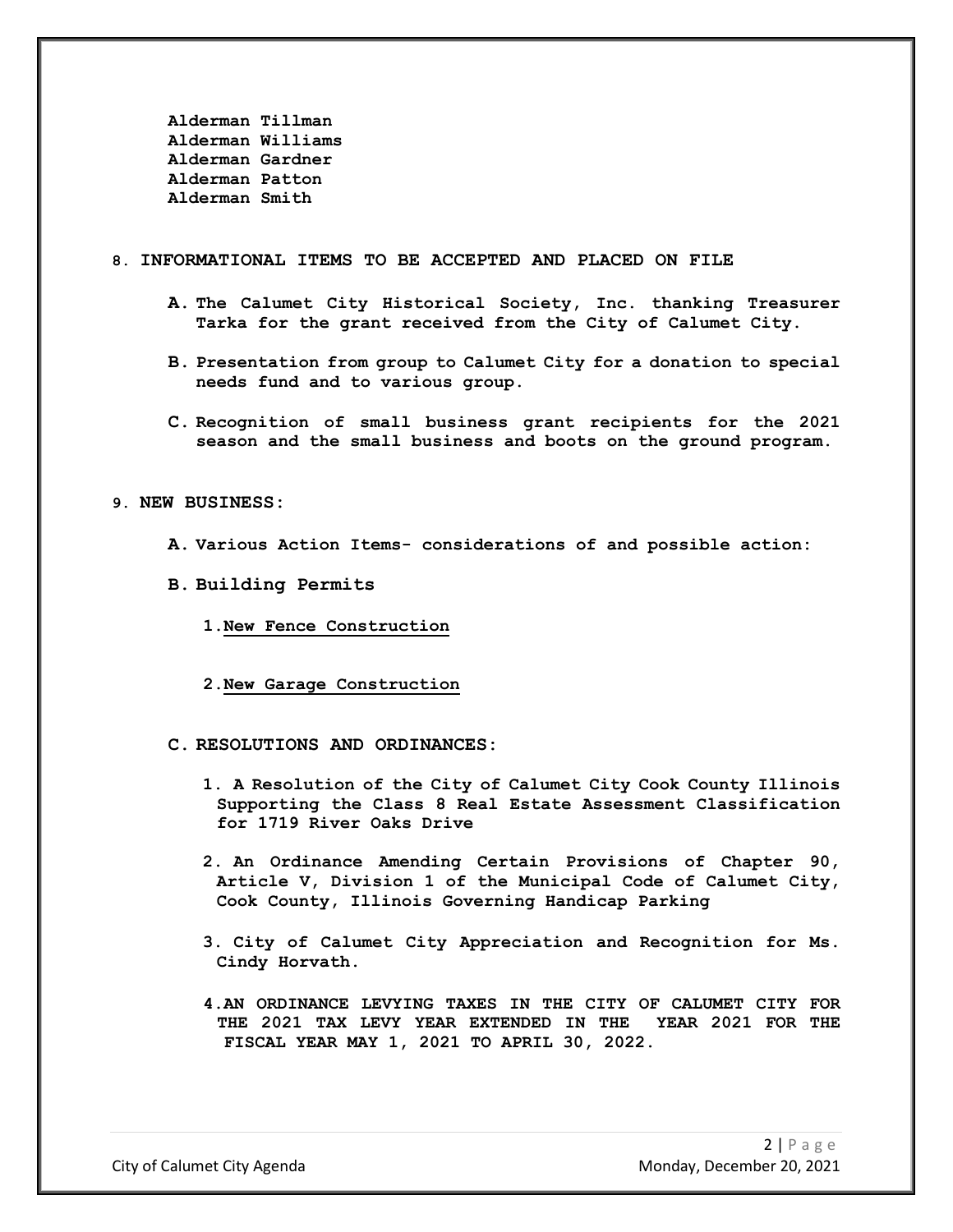**Alderman Tillman**
**Alderman Williams**
**Alderman Gardner**
**Alderman Patton**
**Alderman Smith**

## 8. INFORMATIONAL ITEMS TO BE ACCEPTED AND PLACED ON FILE

**A.** **The Calumet City Historical Society, Inc. thanking Treasurer Tarka for the grant received from the City of Calumet City.**

**B.** **Presentation from group to Calumet City for a donation to special needs fund and to various group.**

**C.** **Recognition of small business grant recipients for the 2021 season and the small business and boots on the ground program.**

## 9. NEW BUSINESS:

**A.** **Various Action Items- considerations of and possible action:**

**B.** **Building Permits**

1. **New Fence Construction**

2. **New Garage Construction**

**C.** **RESOLUTIONS AND ORDINANCES:**

1. **A Resolution of the City of Calumet City Cook County Illinois Supporting the Class 8 Real Estate Assessment Classification for 1719 River Oaks Drive**

2. **An Ordinance Amending Certain Provisions of Chapter 90, Article V, Division 1 of the Municipal Code of Calumet City, Cook County, Illinois Governing Handicap Parking**

3. **City of Calumet City Appreciation and Recognition for Ms. Cindy Horvath.**

4. **AN ORDINANCE LEVYING TAXES IN THE CITY OF CALUMET CITY FOR THE 2021 TAX LEVY YEAR EXTENDED IN THE YEAR 2021 FOR THE FISCAL YEAR MAY 1, 2021 TO APRIL 30, 2022.**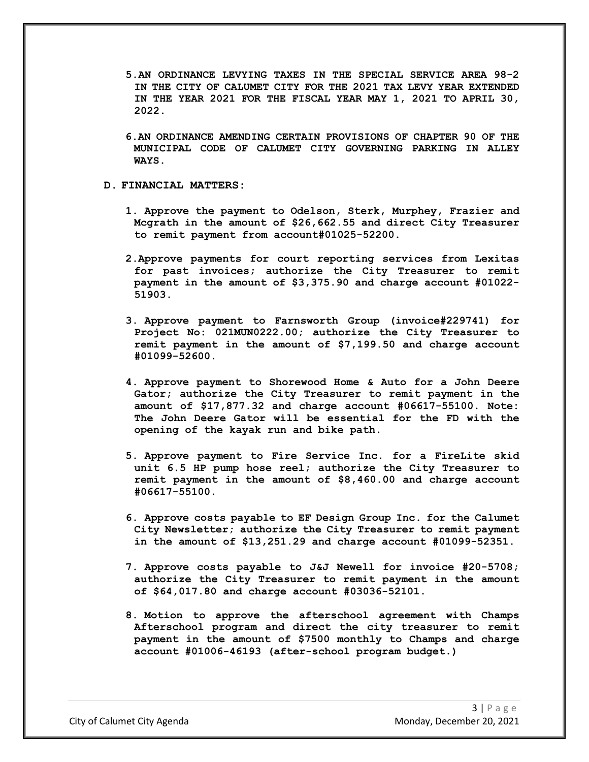5. **AN ORDINANCE LEVYING TAXES IN THE SPECIAL SERVICE AREA 98-2 IN THE CITY OF CALUMET CITY FOR THE 2021 TAX LEVY YEAR EXTENDED IN THE YEAR 2021 FOR THE FISCAL YEAR MAY 1, 2021 TO APRIL 30, 2022.**

6. **AN ORDINANCE AMENDING CERTAIN PROVISIONS OF CHAPTER 90 OF THE MUNICIPAL CODE OF CALUMET CITY GOVERNING PARKING IN ALLEY WAYS.**

**D. FINANCIAL MATTERS:**

1. **Approve the payment to Odelson, Sterk, Murphey, Frazier and Mcgrath in the amount of $26,662.55 and direct City Treasurer to remit payment from account#01025-52200.**

2. **Approve payments for court reporting services from Lexitas for past invoices; authorize the City Treasurer to remit payment in the amount of $3,375.90 and charge account #01022-51903.**

3. **Approve payment to Farnsworth Group (invoice#229741) for Project No: 021MUN0222.00; authorize the City Treasurer to remit payment in the amount of $7,199.50 and charge account #01099-52600.**

4. **Approve payment to Shorewood Home & Auto for a John Deere Gator; authorize the City Treasurer to remit payment in the amount of $17,877.32 and charge account #06617-55100. Note: The John Deere Gator will be essential for the FD with the opening of the kayak run and bike path.**

5. **Approve payment to Fire Service Inc. for a FireLite skid unit 6.5 HP pump hose reel; authorize the City Treasurer to remit payment in the amount of $8,460.00 and charge account #06617-55100.**

6. **Approve costs payable to EF Design Group Inc. for the Calumet City Newsletter; authorize the City Treasurer to remit payment in the amount of $13,251.29 and charge account #01099-52351.**

7. **Approve costs payable to J&J Newell for invoice #20-5708; authorize the City Treasurer to remit payment in the amount of $64,017.80 and charge account #03036-52101.**

8. **Motion to approve the afterschool agreement with Champs Afterschool program and direct the city treasurer to remit payment in the amount of $7500 monthly to Champs and charge account #01006-46193 (after-school program budget.)**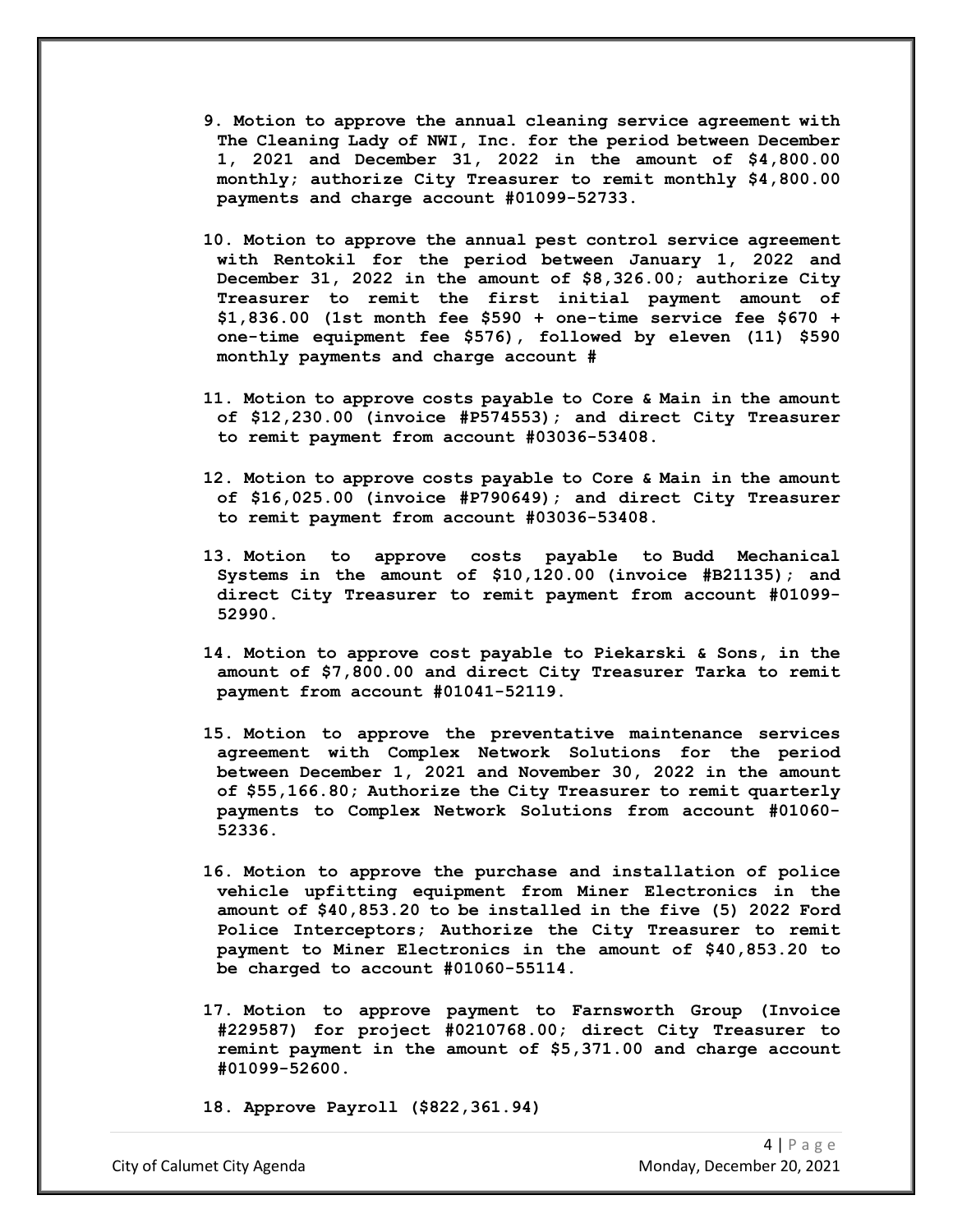9. **Motion to approve the annual cleaning service agreement with The Cleaning Lady of NWI, Inc. for the period between December 1, 2021 and December 31, 2022 in the amount of $4,800.00 monthly; authorize City Treasurer to remit monthly $4,800.00 payments and charge account #01099-52733.**

10. **Motion to approve the annual pest control service agreement with Rentokil for the period between January 1, 2022 and December 31, 2022 in the amount of $8,326.00; authorize City Treasurer to remit the first initial payment amount of $1,836.00 (1st month fee $590 + one-time service fee $670 + one-time equipment fee $576), followed by eleven (11) $590 monthly payments and charge account #**

11. **Motion to approve costs payable to Core & Main in the amount of $12,230.00 (invoice #P574553); and direct City Treasurer to remit payment from account #03036-53408.**

12. **Motion to approve costs payable to Core & Main in the amount of $16,025.00 (invoice #P790649); and direct City Treasurer to remit payment from account #03036-53408.**

13. **Motion to approve costs payable to Budd Mechanical Systems in the amount of $10,120.00 (invoice #B21135); and direct City Treasurer to remit payment from account #01099-52990.**

14. **Motion to approve cost payable to Piekarski & Sons, in the amount of $7,800.00 and direct City Treasurer Tarka to remit payment from account #01041-52119.**

15. **Motion to approve the preventative maintenance services agreement with Complex Network Solutions for the period between December 1, 2021 and November 30, 2022 in the amount of $55,166.80; Authorize the City Treasurer to remit quarterly payments to Complex Network Solutions from account #01060-52336.**

16. **Motion to approve the purchase and installation of police vehicle upfitting equipment from Miner Electronics in the amount of $40,853.20 to be installed in the five (5) 2022 Ford Police Interceptors; Authorize the City Treasurer to remit payment to Miner Electronics in the amount of $40,853.20 to be charged to account #01060-55114.**

17. **Motion to approve payment to Farnsworth Group (Invoice #229587) for project #0210768.00; direct City Treasurer to remint payment in the amount of $5,371.00 and charge account #01099-52600.**

18. **Approve Payroll ($822,361.94)**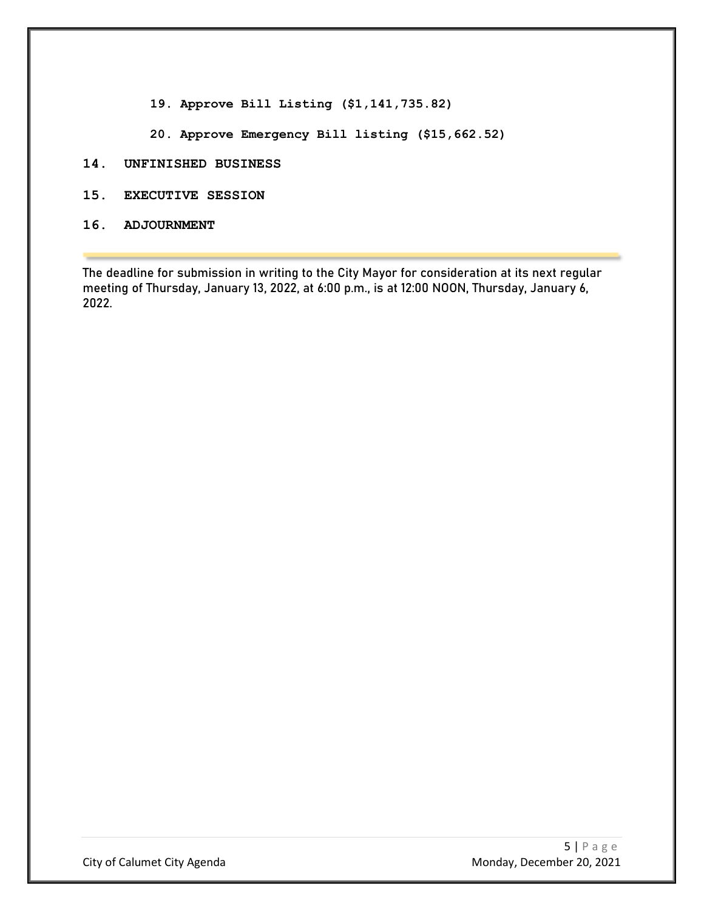19. **Approve Bill Listing ($1,141,735.82)**

20. **Approve Emergency Bill listing ($15,662.52)**

## 14. UNFINISHED BUSINESS

## 15. EXECUTIVE SESSION

## 16. ADJOURNMENT

---

The deadline for submission in writing to the City Mayor for consideration at its next regular meeting of Thursday, January 13, 2022, at 6:00 p.m., is at 12:00 NOON, Thursday, January 6, 2022.